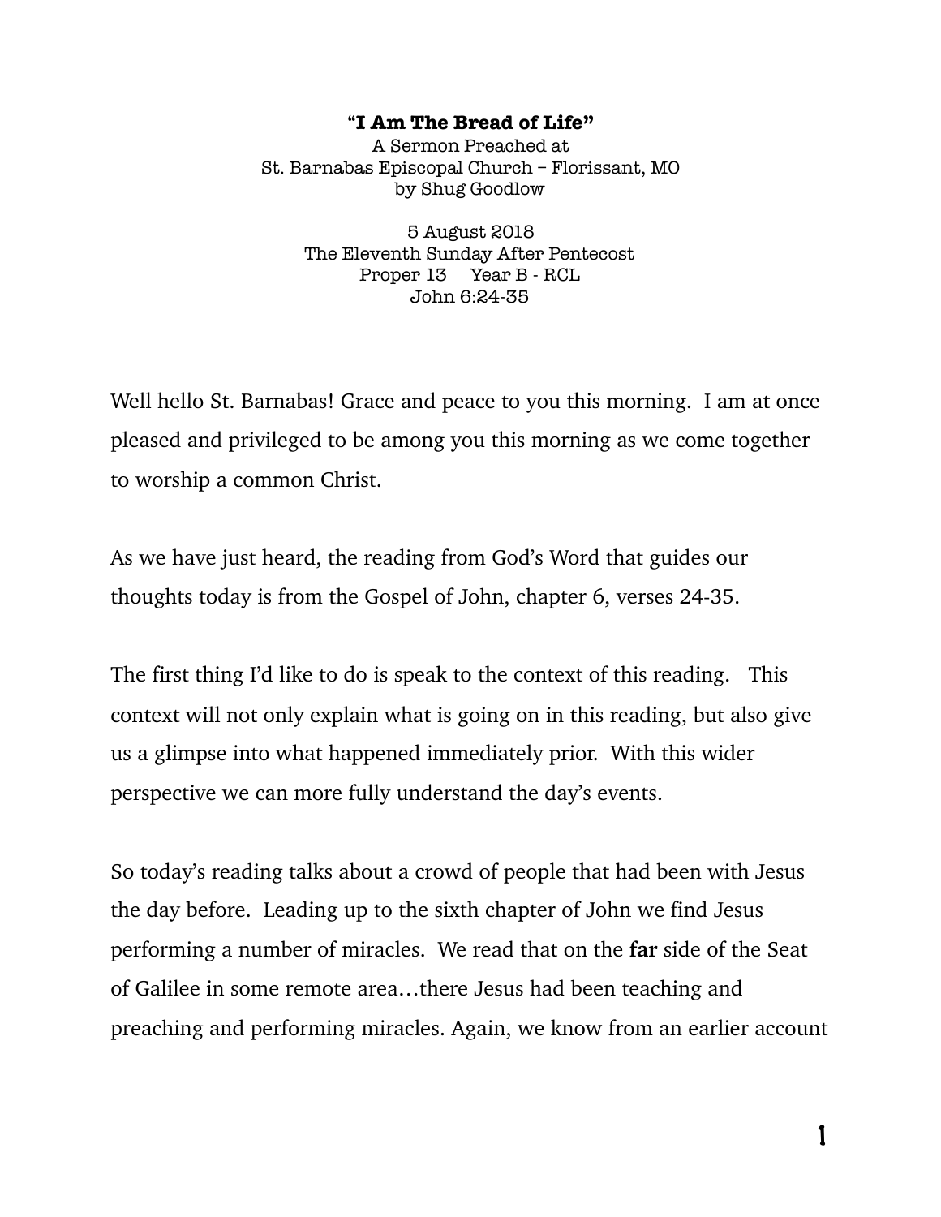# "I Am The Bread of Life"

A Sermon Preached at
St. Barnabas Episcopal Church – Florissant, MO
by Shug Goodlow

5 August 2018
The Eleventh Sunday After Pentecost
Proper 13 Year B - RCL
John 6:24-35

Well hello St. Barnabas! Grace and peace to you this morning. I am at once pleased and privileged to be among you this morning as we come together to worship a common Christ.

As we have just heard, the reading from God's Word that guides our thoughts today is from the Gospel of John, chapter 6, verses 24-35.

The first thing I'd like to do is speak to the context of this reading. This context will not only explain what is going on in this reading, but also give us a glimpse into what happened immediately prior. With this wider perspective we can more fully understand the day's events.

So today's reading talks about a crowd of people that had been with Jesus the day before. Leading up to the sixth chapter of John we find Jesus performing a number of miracles. We read that on the **far** side of the Seat of Galilee in some remote area…there Jesus had been teaching and preaching and performing miracles. Again, we know from an earlier account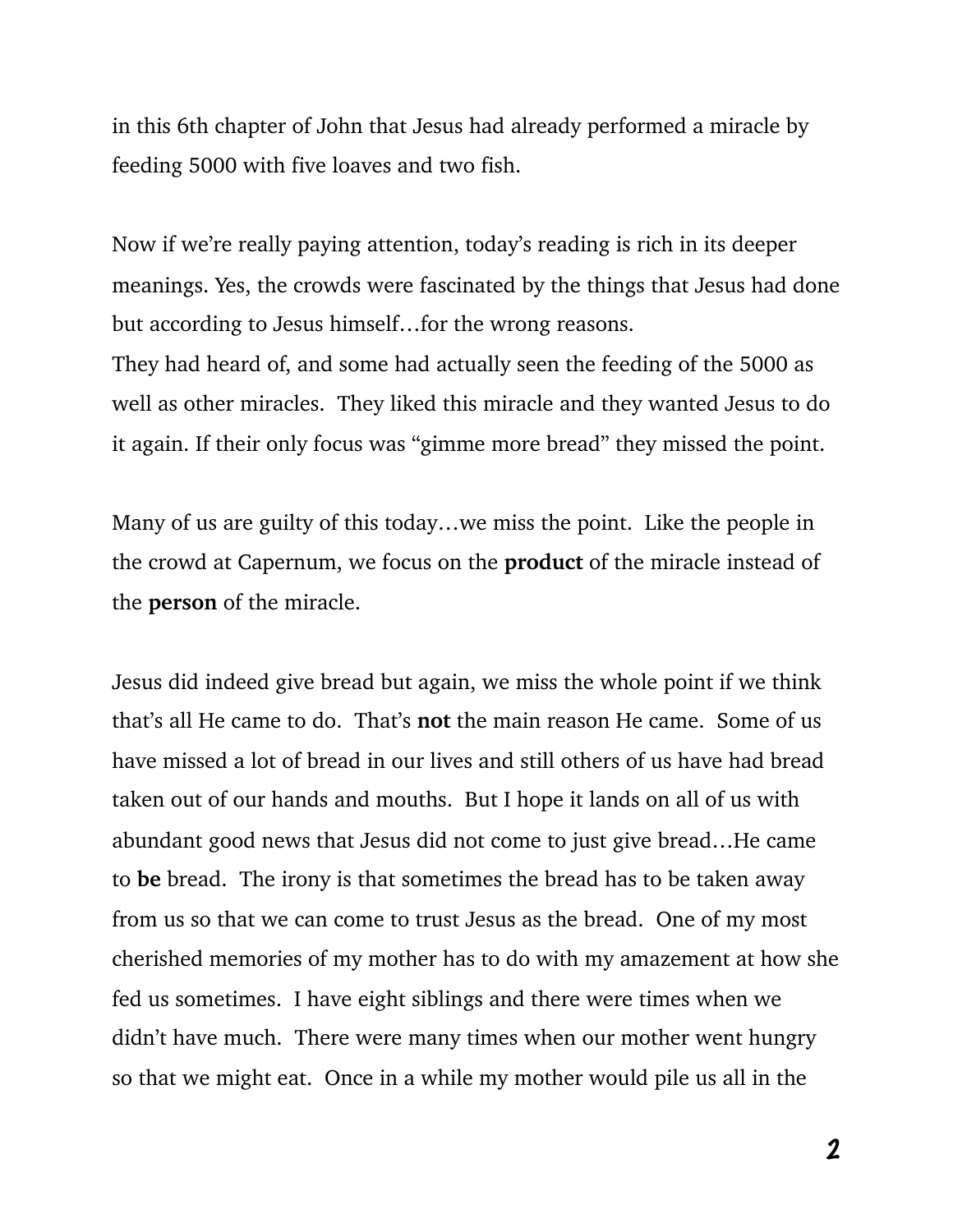in this 6th chapter of John that Jesus had already performed a miracle by feeding 5000 with five loaves and two fish.

Now if we're really paying attention, today's reading is rich in its deeper meanings. Yes, the crowds were fascinated by the things that Jesus had done but according to Jesus himself…for the wrong reasons.
They had heard of, and some had actually seen the feeding of the 5000 as well as other miracles. They liked this miracle and they wanted Jesus to do it again. If their only focus was "gimme more bread" they missed the point.

Many of us are guilty of this today…we miss the point. Like the people in the crowd at Capernum, we focus on the **product** of the miracle instead of the **person** of the miracle.

Jesus did indeed give bread but again, we miss the whole point if we think that's all He came to do. That's **not** the main reason He came. Some of us have missed a lot of bread in our lives and still others of us have had bread taken out of our hands and mouths. But I hope it lands on all of us with abundant good news that Jesus did not come to just give bread…He came to **be** bread. The irony is that sometimes the bread has to be taken away from us so that we can come to trust Jesus as the bread. One of my most cherished memories of my mother has to do with my amazement at how she fed us sometimes. I have eight siblings and there were times when we didn't have much. There were many times when our mother went hungry so that we might eat. Once in a while my mother would pile us all in the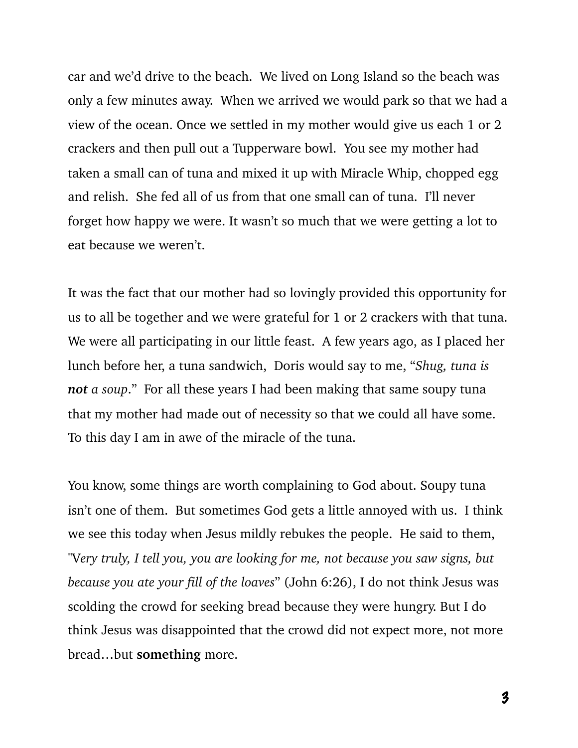car and we'd drive to the beach. We lived on Long Island so the beach was only a few minutes away. When we arrived we would park so that we had a view of the ocean. Once we settled in my mother would give us each 1 or 2 crackers and then pull out a Tupperware bowl. You see my mother had taken a small can of tuna and mixed it up with Miracle Whip, chopped egg and relish. She fed all of us from that one small can of tuna. I'll never forget how happy we were. It wasn't so much that we were getting a lot to eat because we weren't.

It was the fact that our mother had so lovingly provided this opportunity for us to all be together and we were grateful for 1 or 2 crackers with that tuna. We were all participating in our little feast. A few years ago, as I placed her lunch before her, a tuna sandwich, Doris would say to me, "*Shug, tuna is **not** a soup*." For all these years I had been making that same soupy tuna that my mother had made out of necessity so that we could all have some. To this day I am in awe of the miracle of the tuna.

You know, some things are worth complaining to God about. Soupy tuna isn't one of them. But sometimes God gets a little annoyed with us. I think we see this today when Jesus mildly rebukes the people. He said to them, "V*ery truly, I tell you, you are looking for me, not because you saw signs, but because you ate your fill of the loaves*" (John 6:26), I do not think Jesus was scolding the crowd for seeking bread because they were hungry. But I do think Jesus was disappointed that the crowd did not expect more, not more bread…but **something** more.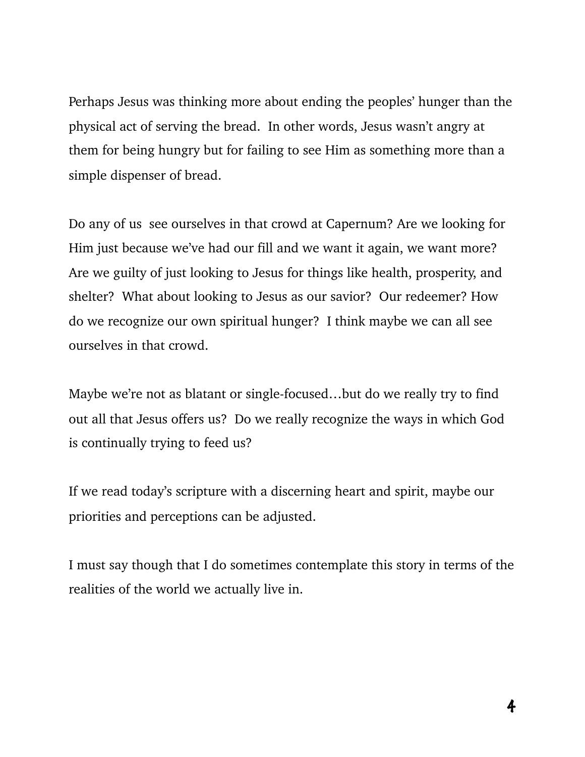Perhaps Jesus was thinking more about ending the peoples' hunger than the physical act of serving the bread.  In other words, Jesus wasn't angry at them for being hungry but for failing to see Him as something more than a simple dispenser of bread.

Do any of us  see ourselves in that crowd at Capernum? Are we looking for Him just because we've had our fill and we want it again, we want more? Are we guilty of just looking to Jesus for things like health, prosperity, and shelter?  What about looking to Jesus as our savior?  Our redeemer? How do we recognize our own spiritual hunger?  I think maybe we can all see ourselves in that crowd.

Maybe we're not as blatant or single-focused…but do we really try to find out all that Jesus offers us?  Do we really recognize the ways in which God is continually trying to feed us?

If we read today's scripture with a discerning heart and spirit, maybe our priorities and perceptions can be adjusted.

I must say though that I do sometimes contemplate this story in terms of the realities of the world we actually live in.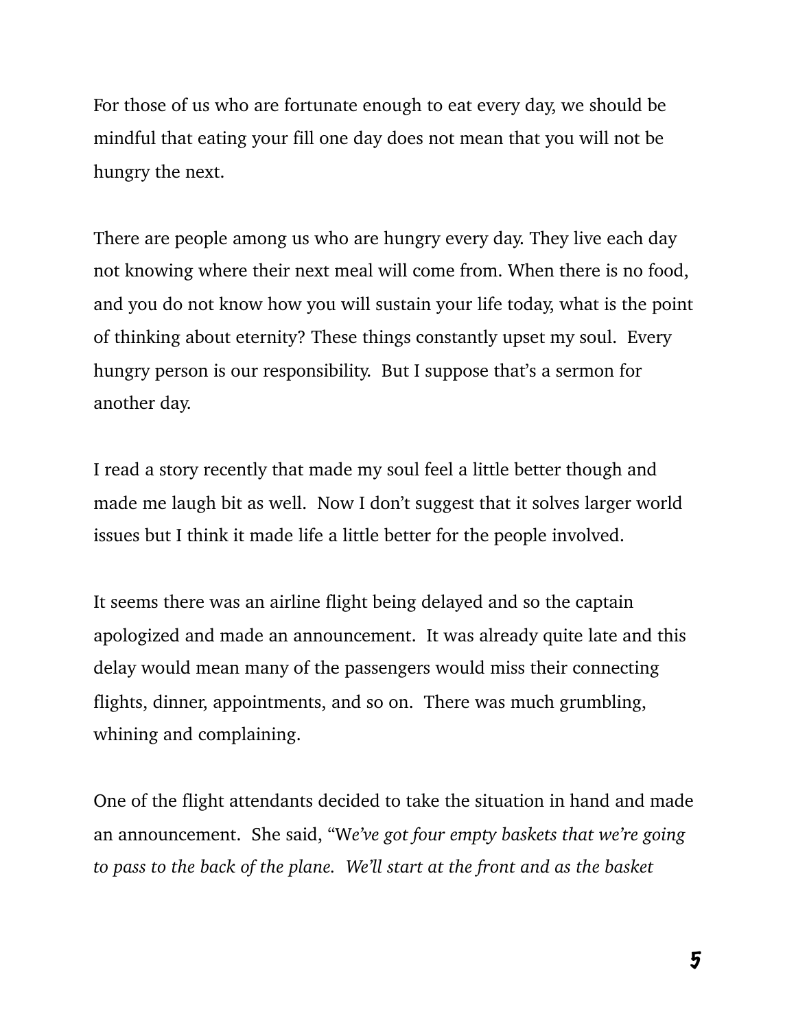For those of us who are fortunate enough to eat every day, we should be mindful that eating your fill one day does not mean that you will not be hungry the next.

There are people among us who are hungry every day. They live each day not knowing where their next meal will come from. When there is no food, and you do not know how you will sustain your life today, what is the point of thinking about eternity? These things constantly upset my soul. Every hungry person is our responsibility. But I suppose that's a sermon for another day.

I read a story recently that made my soul feel a little better though and made me laugh bit as well. Now I don't suggest that it solves larger world issues but I think it made life a little better for the people involved.

It seems there was an airline flight being delayed and so the captain apologized and made an announcement. It was already quite late and this delay would mean many of the passengers would miss their connecting flights, dinner, appointments, and so on. There was much grumbling, whining and complaining.

One of the flight attendants decided to take the situation in hand and made an announcement. She said, "W*e've got four empty baskets that we're going to pass to the back of the plane. We'll start at the front and as the basket*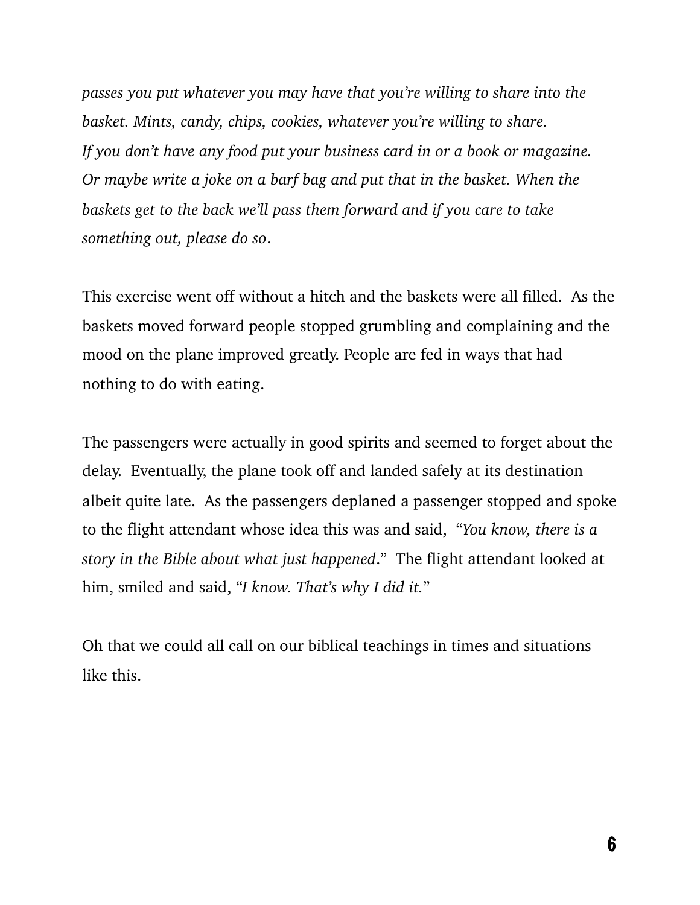*passes you put whatever you may have that you're willing to share into the basket. Mints, candy, chips, cookies, whatever you're willing to share. If you don't have any food put your business card in or a book or magazine. Or maybe write a joke on a barf bag and put that in the basket. When the baskets get to the back we'll pass them forward and if you care to take something out, please do so*.

This exercise went off without a hitch and the baskets were all filled. As the baskets moved forward people stopped grumbling and complaining and the mood on the plane improved greatly. People are fed in ways that had nothing to do with eating.

The passengers were actually in good spirits and seemed to forget about the delay. Eventually, the plane took off and landed safely at its destination albeit quite late. As the passengers deplaned a passenger stopped and spoke to the flight attendant whose idea this was and said, "*You know, there is a story in the Bible about what just happened*." The flight attendant looked at him, smiled and said, "*I know. That's why I did it.*"

Oh that we could all call on our biblical teachings in times and situations like this.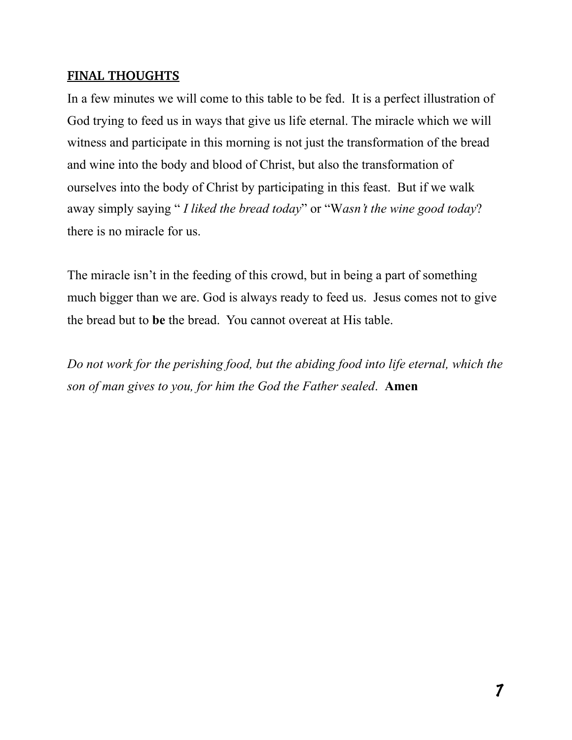## FINAL THOUGHTS

In a few minutes we will come to this table to be fed. It is a perfect illustration of God trying to feed us in ways that give us life eternal. The miracle which we will witness and participate in this morning is not just the transformation of the bread and wine into the body and blood of Christ, but also the transformation of ourselves into the body of Christ by participating in this feast. But if we walk away simply saying " *I liked the bread today*" or "W*asn't the wine good today*? there is no miracle for us.

The miracle isn't in the feeding of this crowd, but in being a part of something much bigger than we are. God is always ready to feed us. Jesus comes not to give the bread but to **be** the bread. You cannot overeat at His table.

*Do not work for the perishing food, but the abiding food into life eternal, which the son of man gives to you, for him the God the Father sealed*. **Amen**